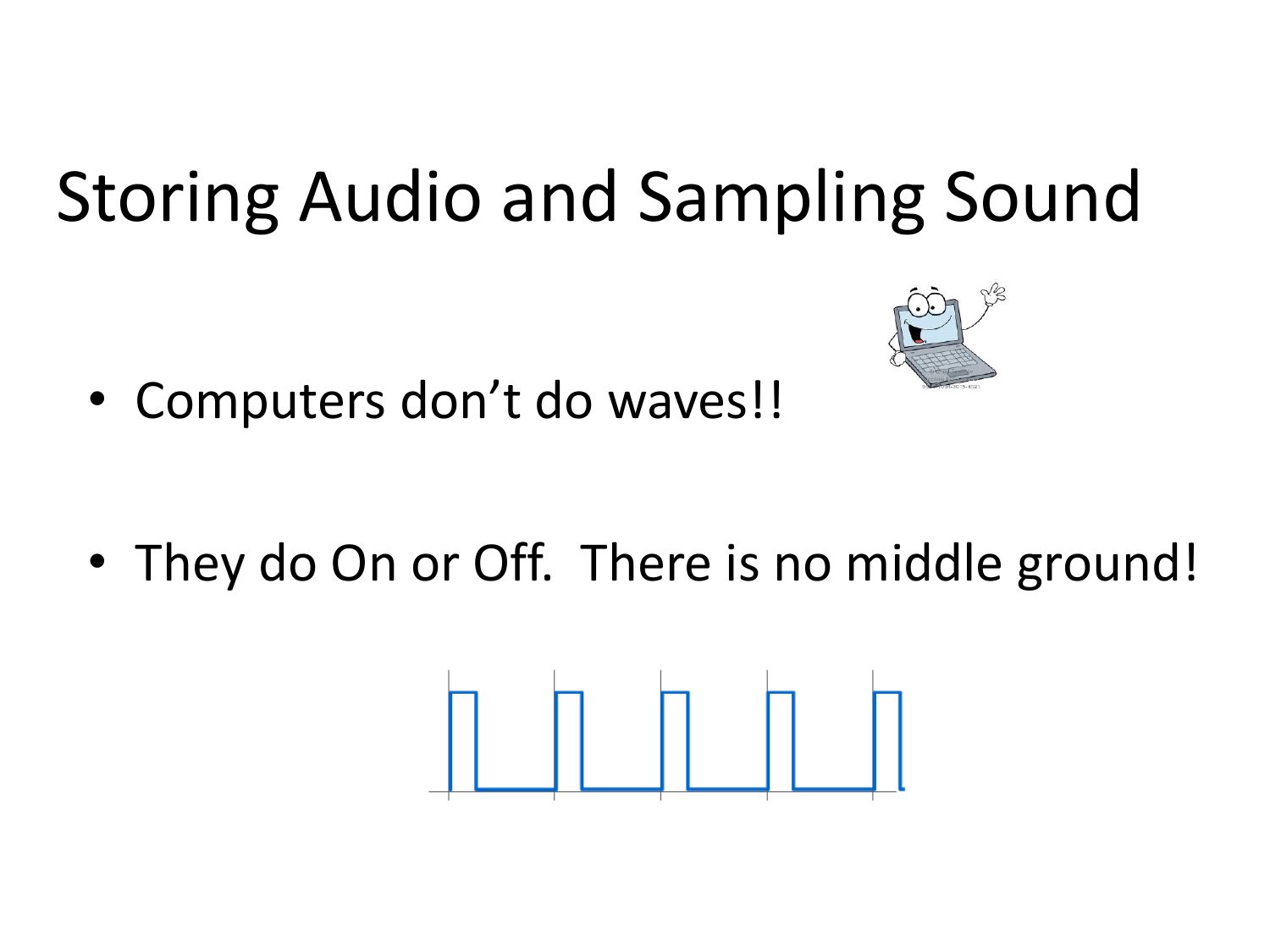# Storing Audio and Sampling Sound

- Computers don't do waves!!
- They do On or Off.  There is no middle ground!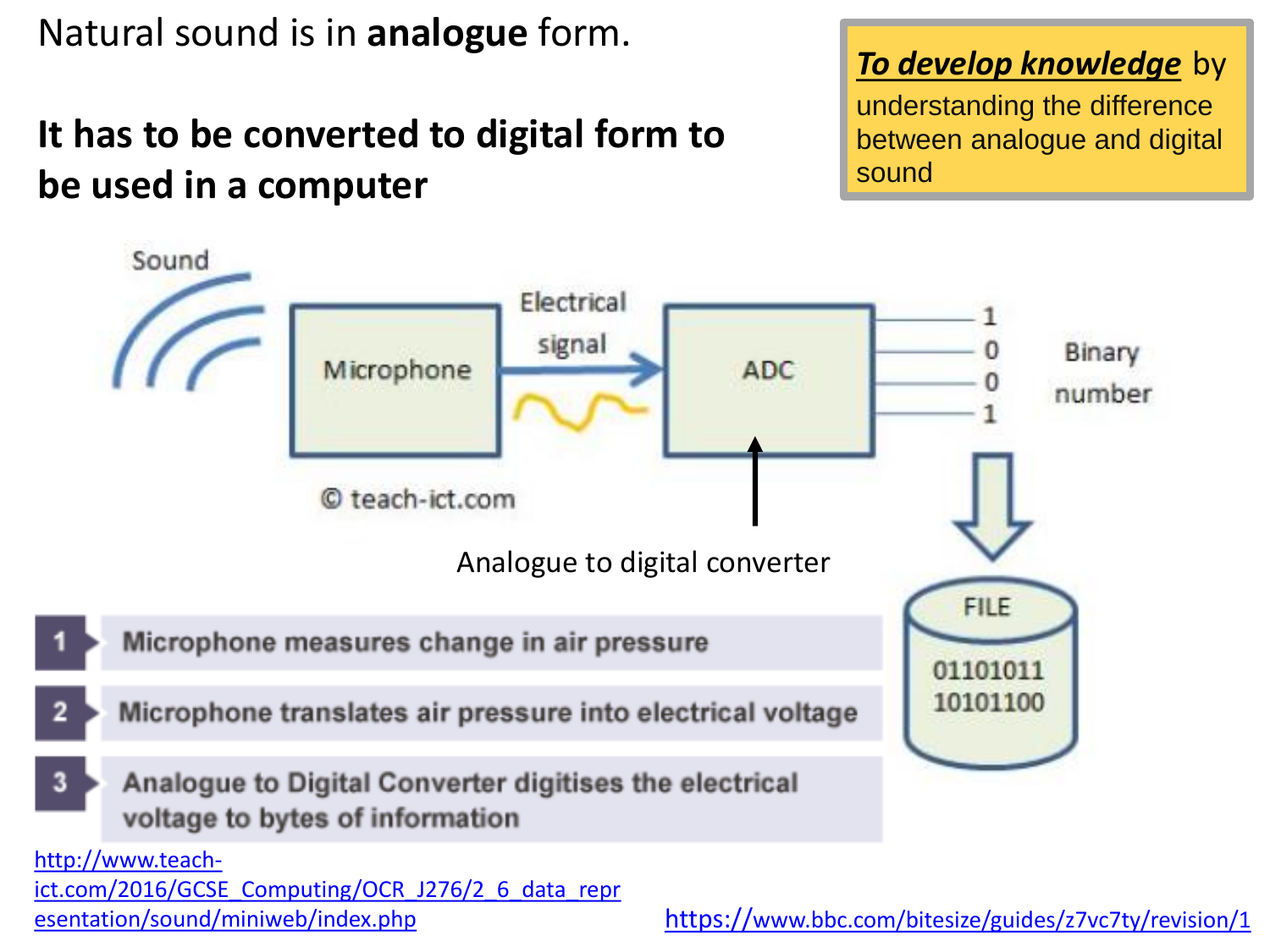Natural sound is in **analogue** form.

**It has to be converted to digital form to be used in a computer**

***To develop knowledge*** by understanding the difference between analogue and digital sound

Sound

Microphone

Electrical signal

ADC

1
0
0
1

Binary number

© teach-ict.com

Analogue to digital converter

FILE

01101011
10101100

1. Microphone measures change in air pressure
2. Microphone translates air pressure into electrical voltage
3. Analogue to Digital Converter digitises the electrical voltage to bytes of information

http://www.teach-ict.com/2016/GCSE_Computing/OCR_J276/2_6_data_representation/sound/miniweb/index.php

https://www.bbc.com/bitesize/guides/z7vc7ty/revision/1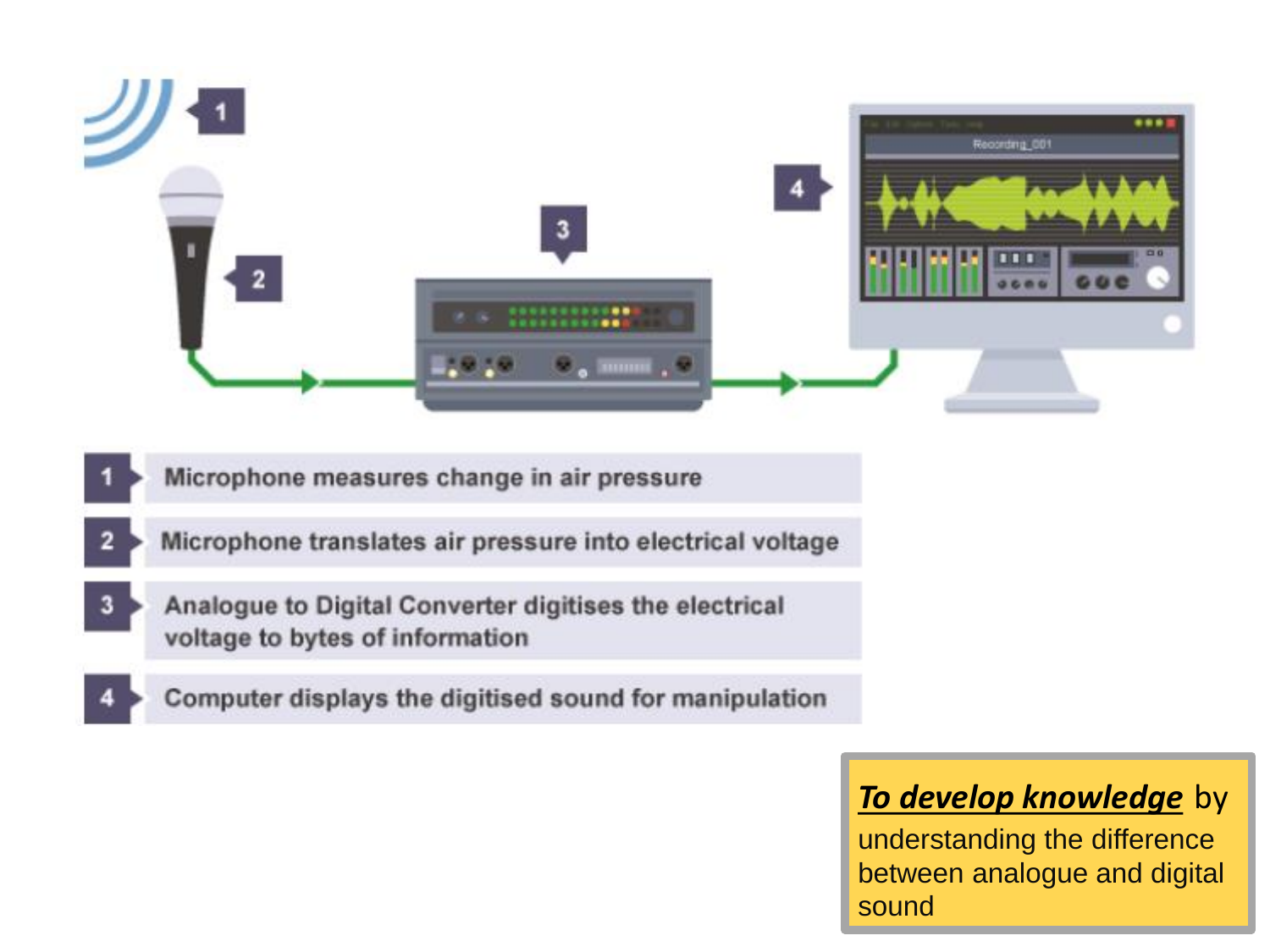1. Microphone measures change in air pressure
2. Microphone translates air pressure into electrical voltage
3. Analogue to Digital Converter digitises the electrical voltage to bytes of information
4. Computer displays the digitised sound for manipulation

***To develop knowledge*** by understanding the difference between analogue and digital sound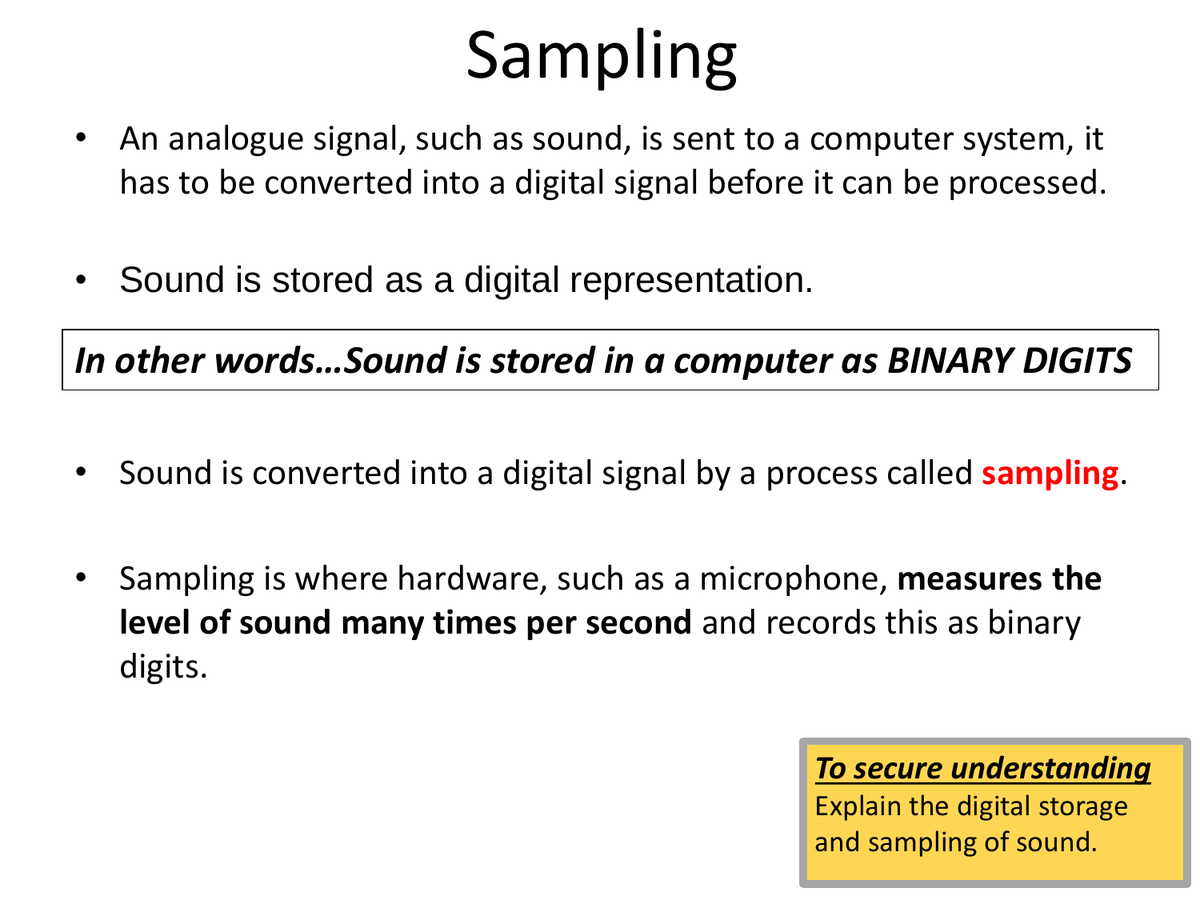# Sampling

- An analogue signal, such as sound, is sent to a computer system, it has to be converted into a digital signal before it can be processed.

- Sound is stored as a digital representation.

***In other words…Sound is stored in a computer as BINARY DIGITS***

- Sound is converted into a digital signal by a process called **sampling**.

- Sampling is where hardware, such as a microphone, **measures the level of sound many times per second** and records this as binary digits.

***To secure understanding***
Explain the digital storage and sampling of sound.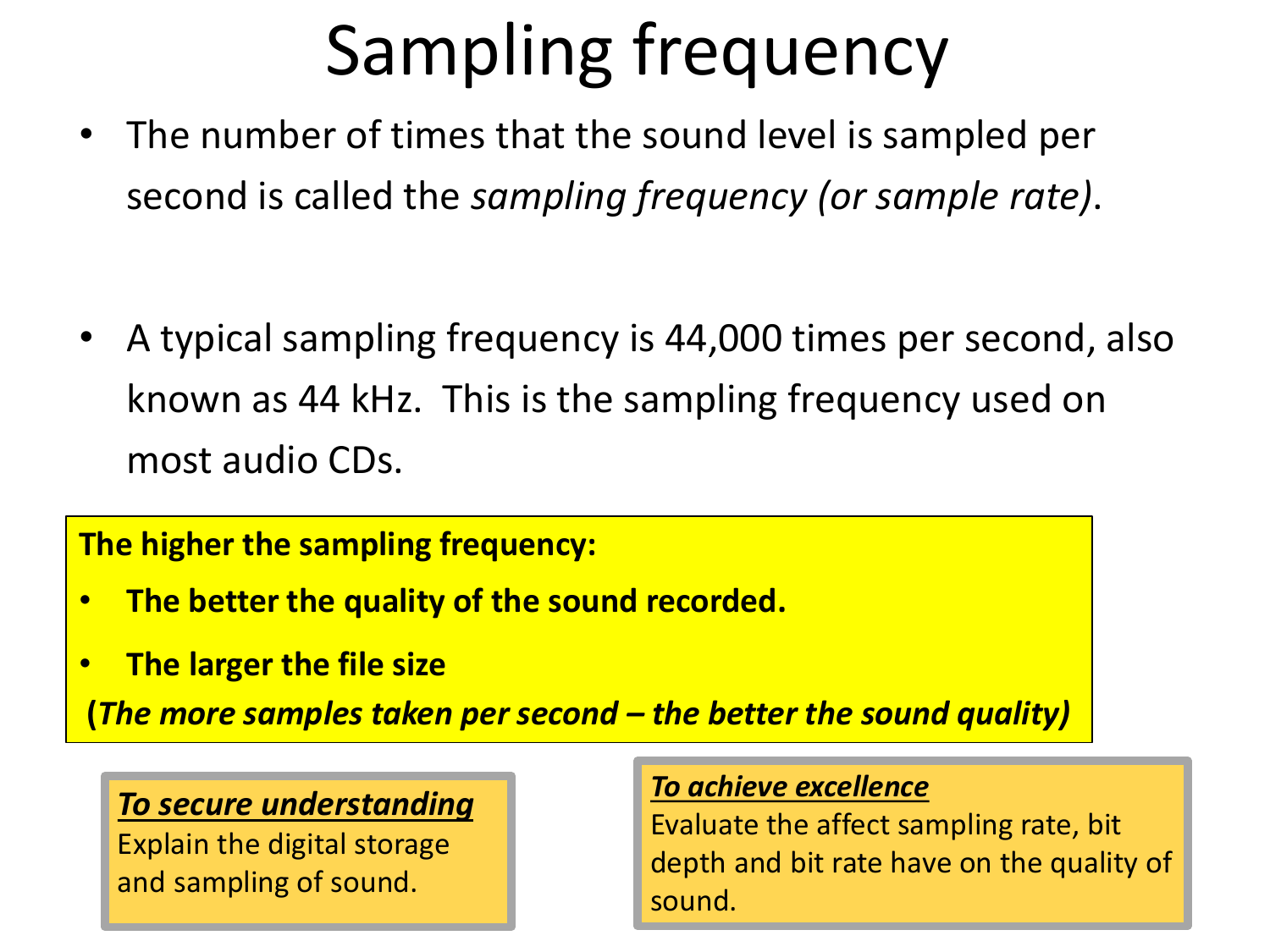# Sampling frequency

- The number of times that the sound level is sampled per second is called the *sampling frequency (or sample rate)*.

- A typical sampling frequency is 44,000 times per second, also known as 44 kHz. This is the sampling frequency used on most audio CDs.

**The higher the sampling frequency:**

- **The better the quality of the sound recorded.**
- **The larger the file size**

**(*The more samples taken per second – the better the sound quality*)**

***To secure understanding***
Explain the digital storage and sampling of sound.

***To achieve excellence***
Evaluate the affect sampling rate, bit depth and bit rate have on the quality of sound.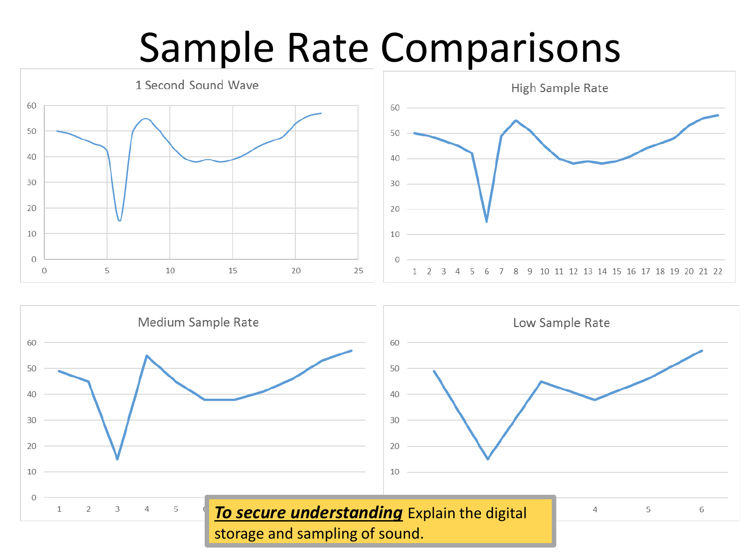# Sample Rate Comparisons

**1 Second Sound Wave**

**High Sample Rate**

**Medium Sample Rate**

**Low Sample Rate**

***To secure understanding*** Explain the digital storage and sampling of sound.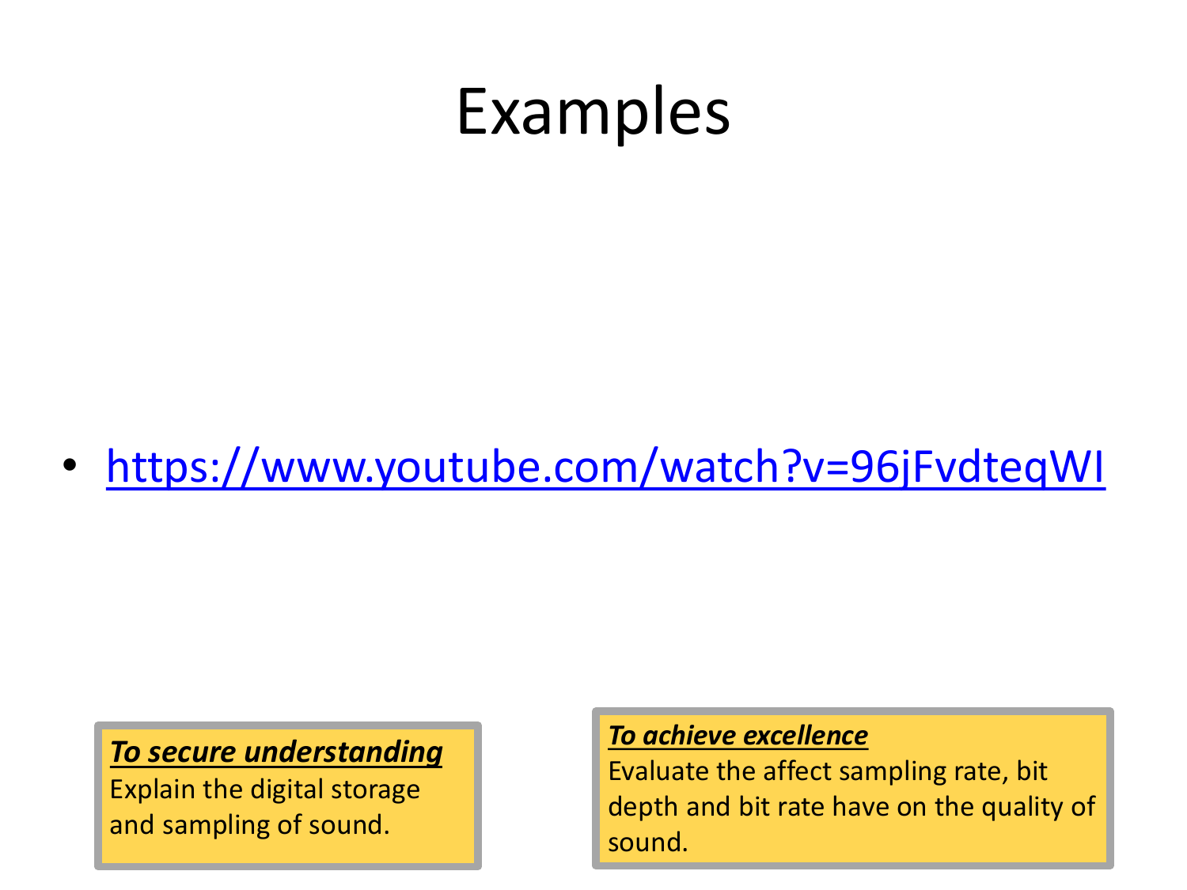# Examples

- https://www.youtube.com/watch?v=96jFvdteqWI

***To secure understanding***
Explain the digital storage and sampling of sound.

***To achieve excellence***
Evaluate the affect sampling rate, bit depth and bit rate have on the quality of sound.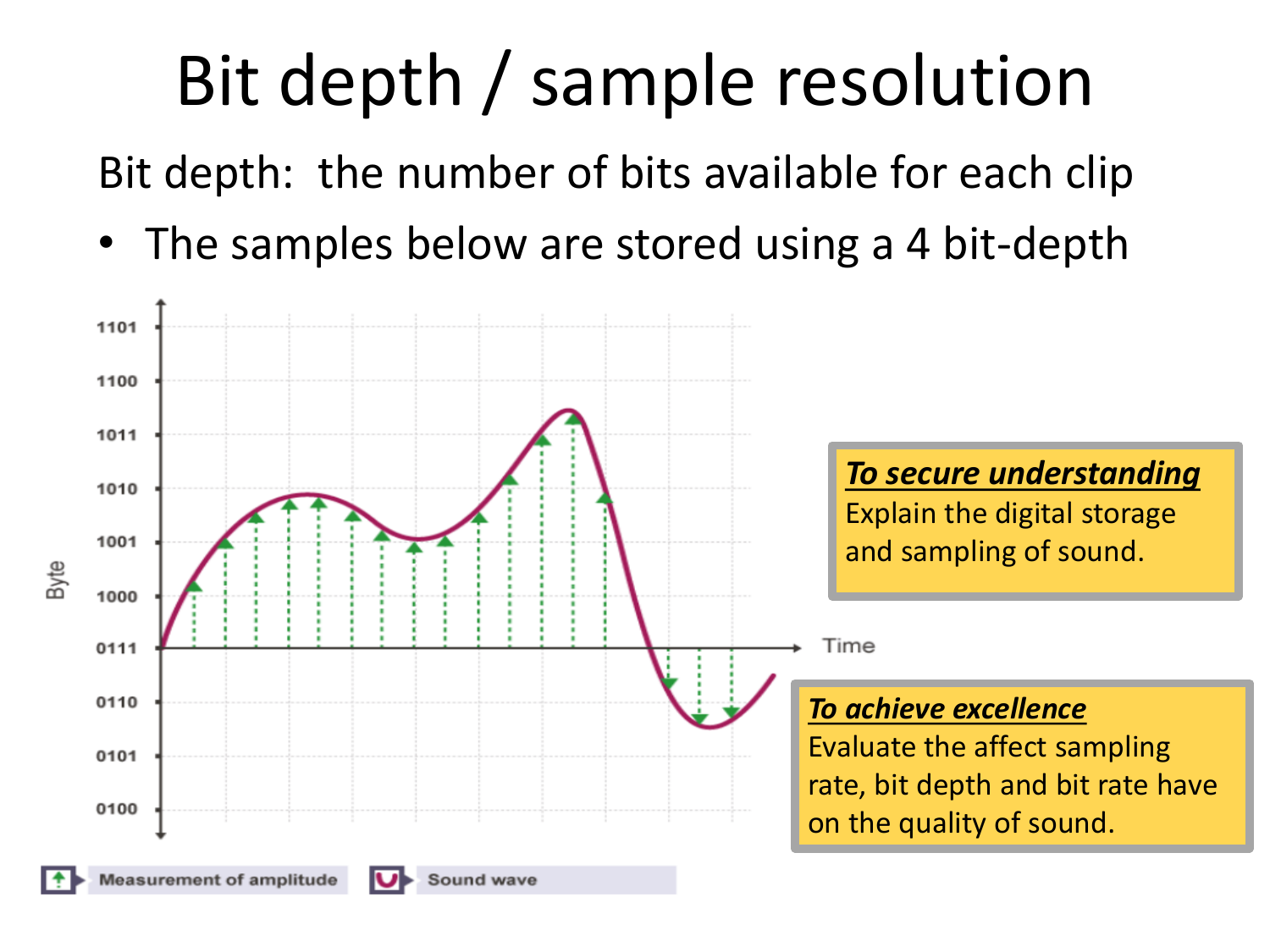# Bit depth / sample resolution

Bit depth: the number of bits available for each clip

- The samples below are stored using a 4 bit-depth

***To secure understanding***
Explain the digital storage and sampling of sound.

***To achieve excellence***
Evaluate the affect sampling rate, bit depth and bit rate have on the quality of sound.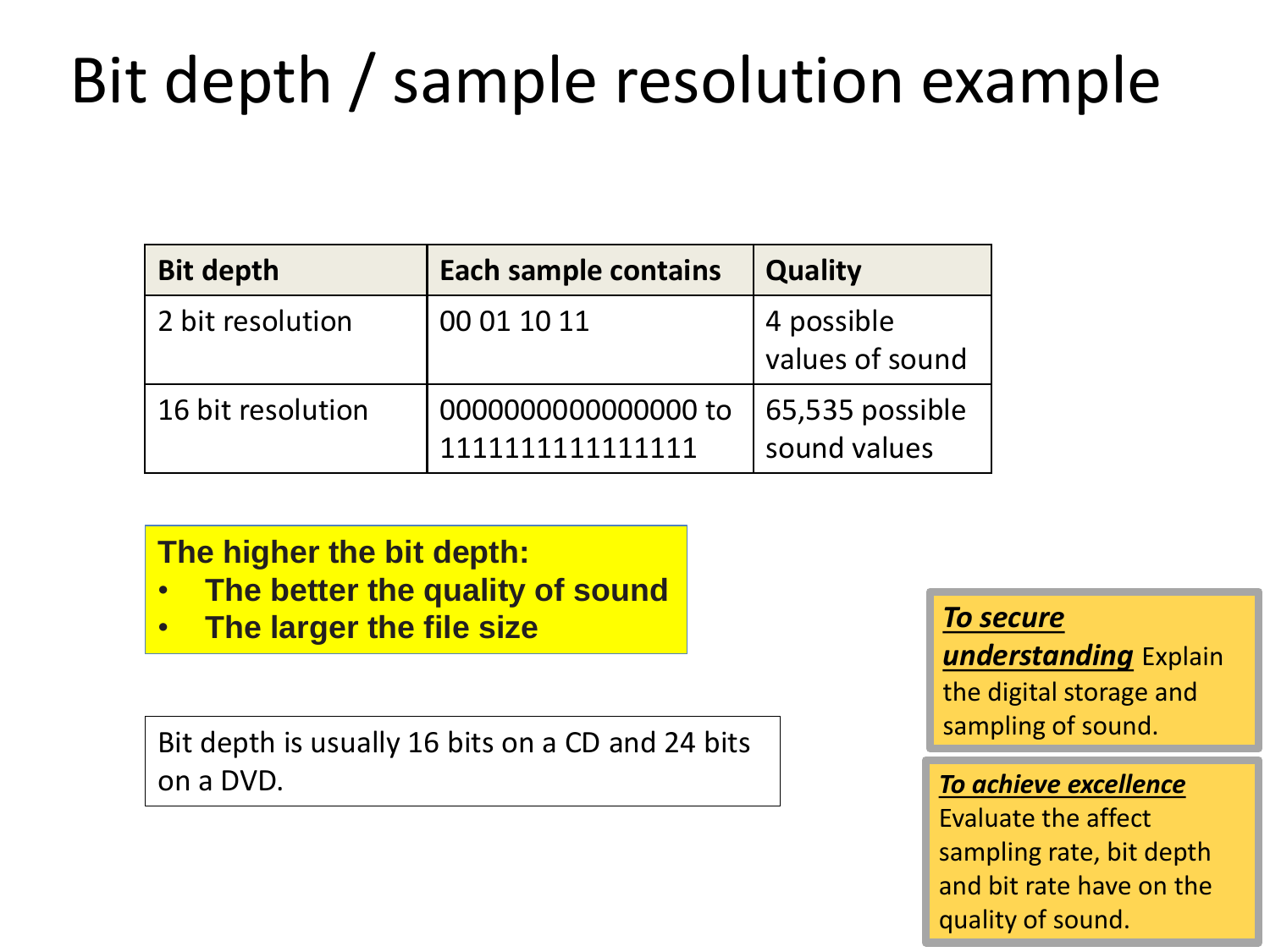# Bit depth / sample resolution example

| Bit depth | Each sample contains | Quality |
|---|---|---|
| 2 bit resolution | 00 01 10 11 | 4 possible values of sound |
| 16 bit resolution | 0000000000000000 to 1111111111111111 | 65,535 possible sound values |

**The higher the bit depth:**

- **The better the quality of sound**
- **The larger the file size**

Bit depth is usually 16 bits on a CD and 24 bits on a DVD.

***To secure understanding*** Explain the digital storage and sampling of sound.

***To achieve excellence*** Evaluate the affect sampling rate, bit depth and bit rate have on the quality of sound.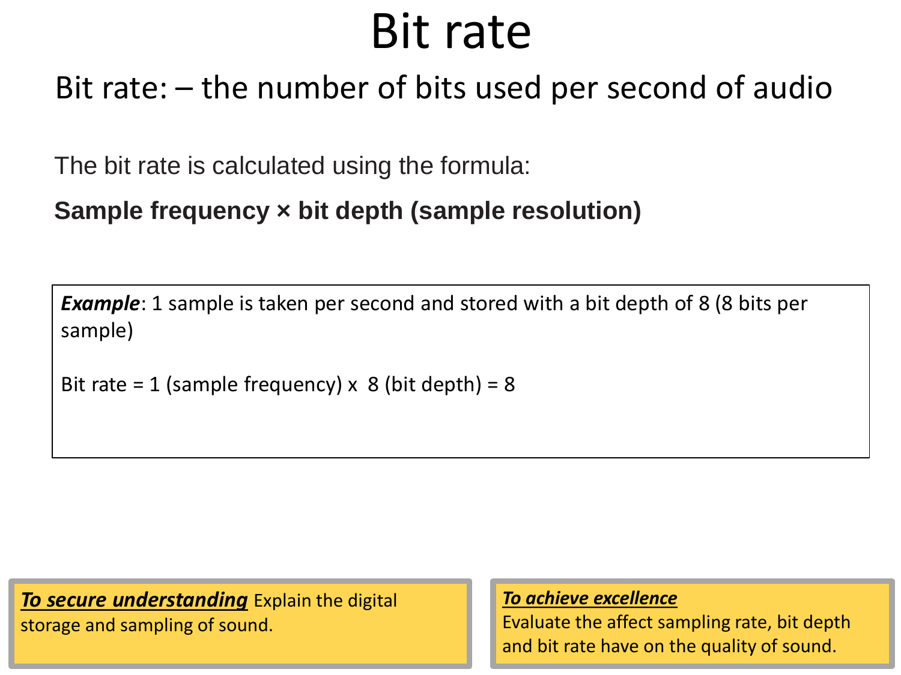# Bit rate

Bit rate: – the number of bits used per second of audio

The bit rate is calculated using the formula:

**Sample frequency × bit depth (sample resolution)**

***Example***: 1 sample is taken per second and stored with a bit depth of 8 (8 bits per sample)

Bit rate = 1 (sample frequency) x 8 (bit depth) = 8

***To secure understanding*** Explain the digital storage and sampling of sound.

***To achieve excellence***
Evaluate the affect sampling rate, bit depth and bit rate have on the quality of sound.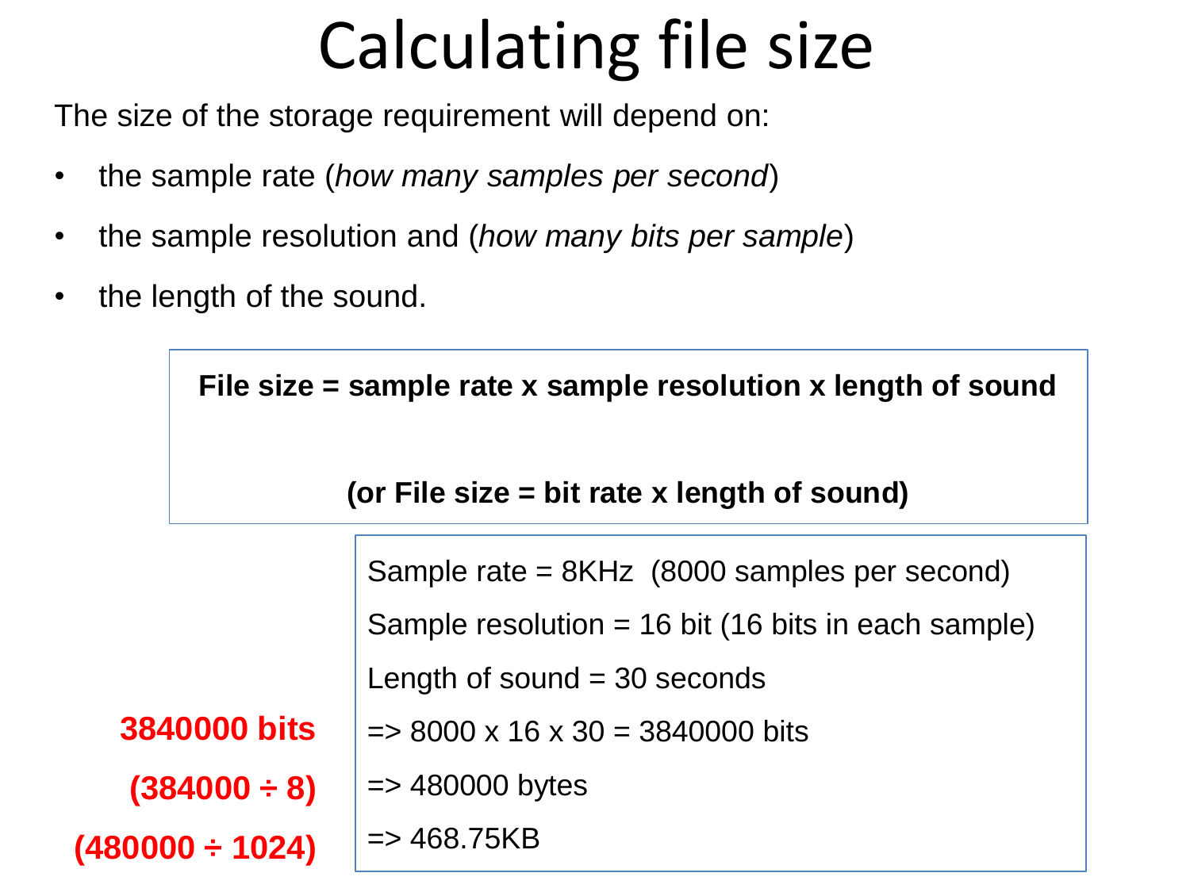# Calculating file size

The size of the storage requirement will depend on:

- the sample rate (*how many samples per second*)
- the sample resolution and (*how many bits per sample*)
- the length of the sound.

**File size = sample rate x sample resolution x length of sound**

**(or File size = bit rate x length of sound)**

Sample rate = 8KHz (8000 samples per second)

Sample resolution = 16 bit (16 bits in each sample)

Length of sound = 30 seconds

=> 8000 x 16 x 30 = 3840000 bits — **3840000 bits**

=> 480000 bytes — **(384000 ÷ 8)**

=> 468.75KB — **(480000 ÷ 1024)**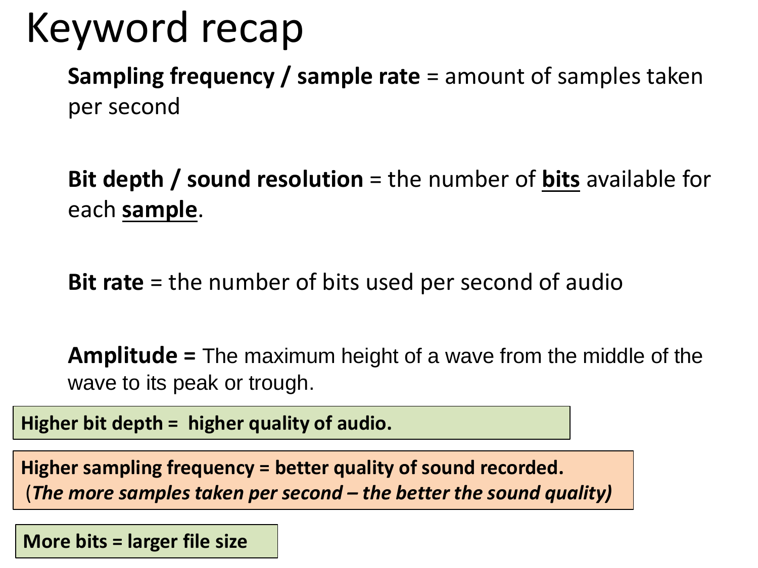# Keyword recap

**Sampling frequency / sample rate** = amount of samples taken per second

**Bit depth / sound resolution** = the number of **bits** available for each **sample**.

**Bit rate** = the number of bits used per second of audio

**Amplitude =** The maximum height of a wave from the middle of the wave to its peak or trough.

**Higher bit depth = higher quality of audio.**

**Higher sampling frequency = better quality of sound recorded.**
**(*The more samples taken per second – the better the sound quality*)**

**More bits = larger file size**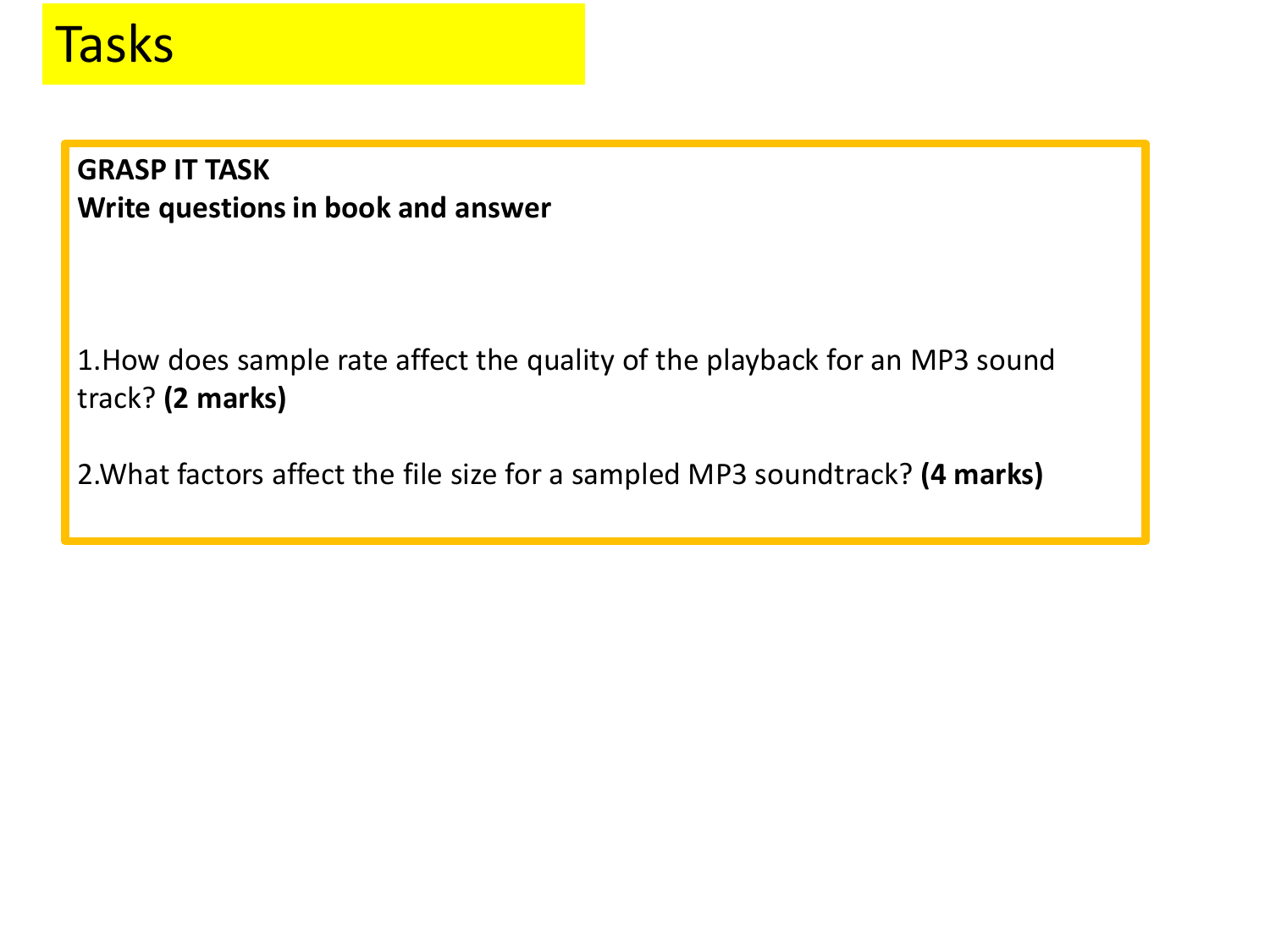# Tasks

**GRASP IT TASK**
**Write questions in book and answer**

1.How does sample rate affect the quality of the playback for an MP3 sound track? **(2 marks)**

2.What factors affect the file size for a sampled MP3 soundtrack? **(4 marks)**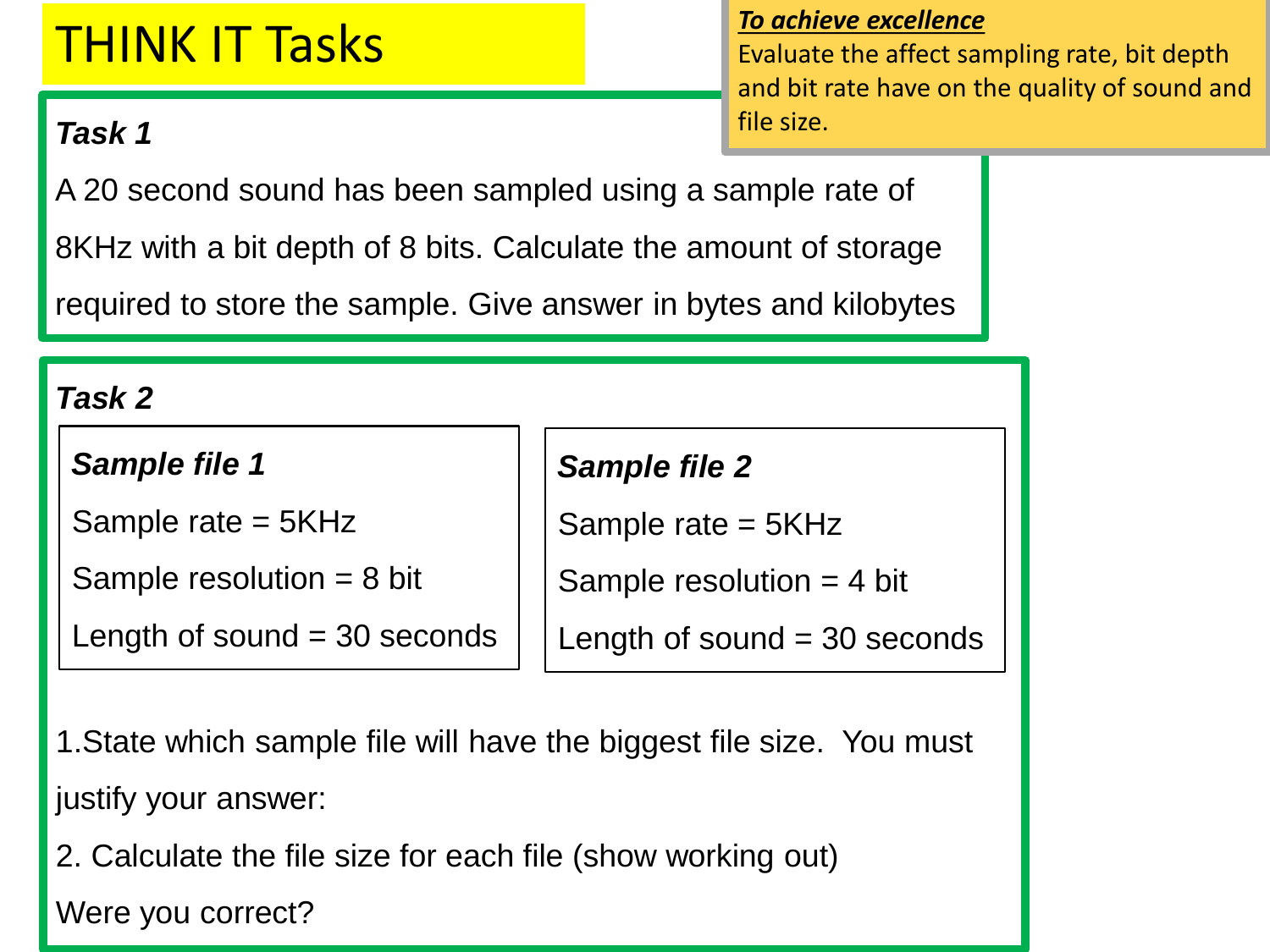# THINK IT Tasks

***To achieve excellence***

Evaluate the affect sampling rate, bit depth and bit rate have on the quality of sound and file size.

***Task 1***

A 20 second sound has been sampled using a sample rate of 8KHz with a bit depth of 8 bits. Calculate the amount of storage required to store the sample. Give answer in bytes and kilobytes

***Task 2***

***Sample file 1***

Sample rate = 5KHz

Sample resolution = 8 bit

Length of sound = 30 seconds

***Sample file 2***

Sample rate = 5KHz

Sample resolution = 4 bit

Length of sound = 30 seconds

1.State which sample file will have the biggest file size. You must justify your answer:

2. Calculate the file size for each file (show working out)

Were you correct?